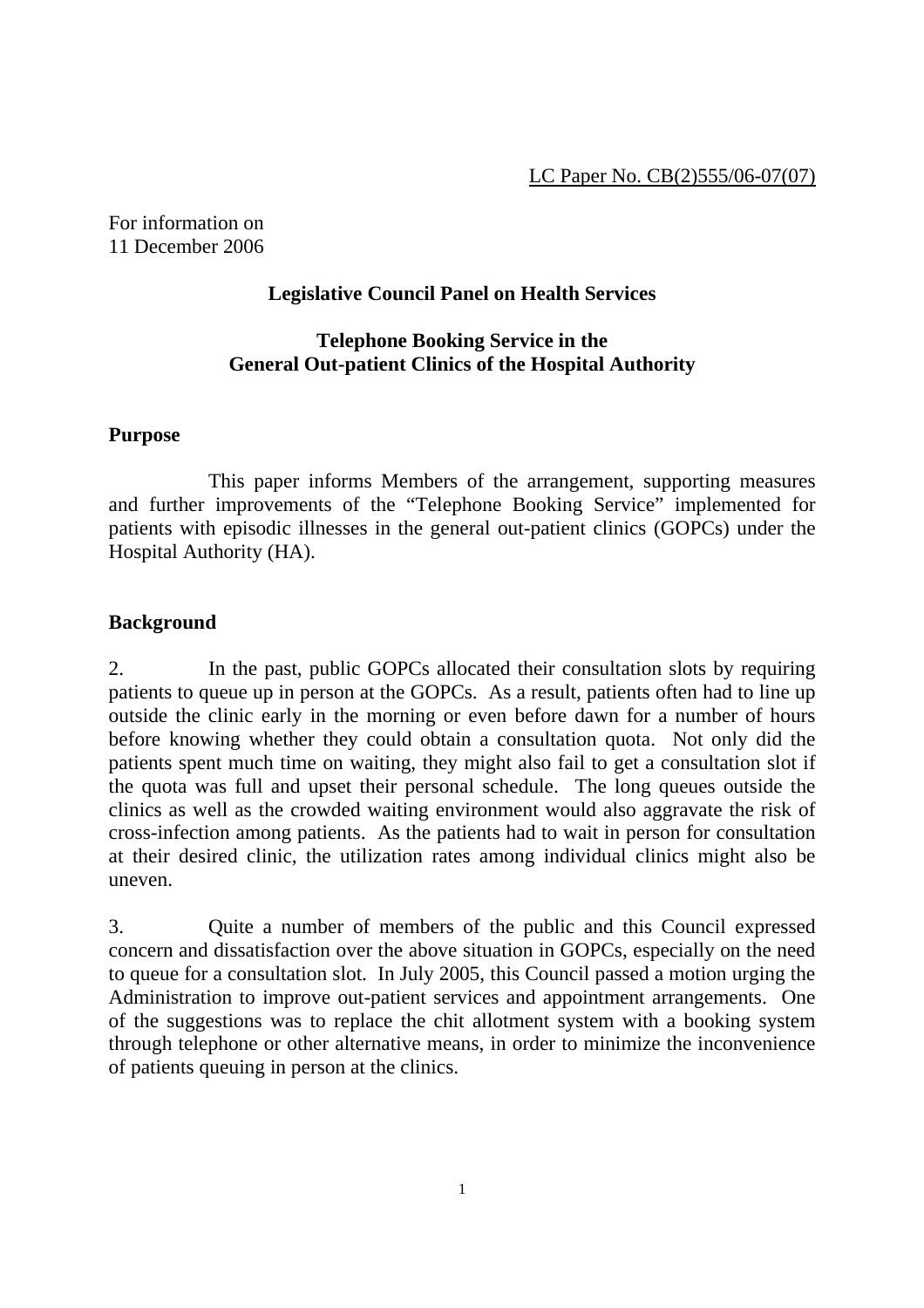LC Paper No. CB(2)555/06-07(07)

For information on
11 December 2006

**Legislative Council Panel on Health Services**

**Telephone Booking Service in the General Out-patient Clinics of the Hospital Authority**

## Purpose

This paper informs Members of the arrangement, supporting measures and further improvements of the "Telephone Booking Service" implemented for patients with episodic illnesses in the general out-patient clinics (GOPCs) under the Hospital Authority (HA).

## Background

2. In the past, public GOPCs allocated their consultation slots by requiring patients to queue up in person at the GOPCs. As a result, patients often had to line up outside the clinic early in the morning or even before dawn for a number of hours before knowing whether they could obtain a consultation quota. Not only did the patients spent much time on waiting, they might also fail to get a consultation slot if the quota was full and upset their personal schedule. The long queues outside the clinics as well as the crowded waiting environment would also aggravate the risk of cross-infection among patients. As the patients had to wait in person for consultation at their desired clinic, the utilization rates among individual clinics might also be uneven.

3. Quite a number of members of the public and this Council expressed concern and dissatisfaction over the above situation in GOPCs, especially on the need to queue for a consultation slot. In July 2005, this Council passed a motion urging the Administration to improve out-patient services and appointment arrangements. One of the suggestions was to replace the chit allotment system with a booking system through telephone or other alternative means, in order to minimize the inconvenience of patients queuing in person at the clinics.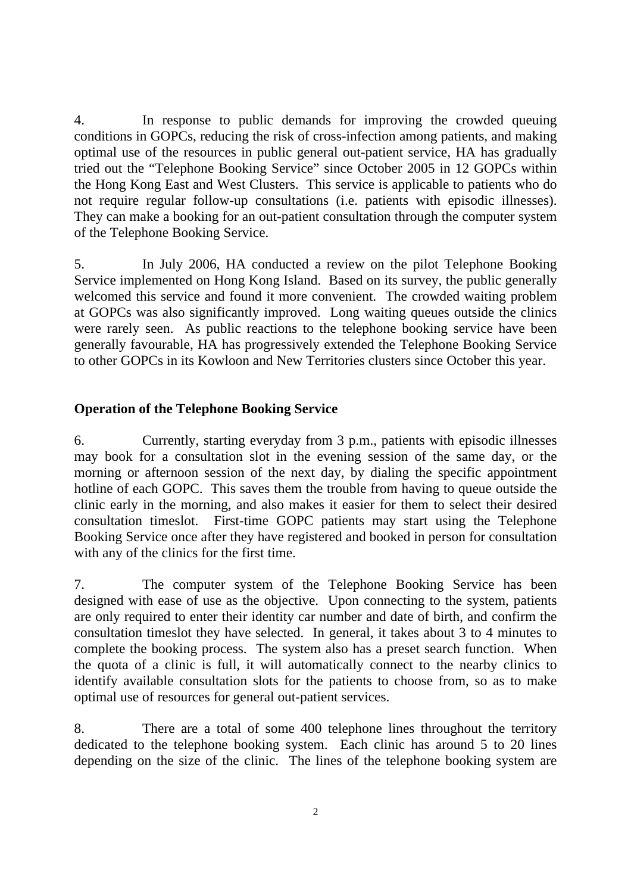4. In response to public demands for improving the crowded queuing conditions in GOPCs, reducing the risk of cross-infection among patients, and making optimal use of the resources in public general out-patient service, HA has gradually tried out the "Telephone Booking Service" since October 2005 in 12 GOPCs within the Hong Kong East and West Clusters. This service is applicable to patients who do not require regular follow-up consultations (i.e. patients with episodic illnesses). They can make a booking for an out-patient consultation through the computer system of the Telephone Booking Service.

5. In July 2006, HA conducted a review on the pilot Telephone Booking Service implemented on Hong Kong Island. Based on its survey, the public generally welcomed this service and found it more convenient. The crowded waiting problem at GOPCs was also significantly improved. Long waiting queues outside the clinics were rarely seen. As public reactions to the telephone booking service have been generally favourable, HA has progressively extended the Telephone Booking Service to other GOPCs in its Kowloon and New Territories clusters since October this year.

**Operation of the Telephone Booking Service**

6. Currently, starting everyday from 3 p.m., patients with episodic illnesses may book for a consultation slot in the evening session of the same day, or the morning or afternoon session of the next day, by dialing the specific appointment hotline of each GOPC. This saves them the trouble from having to queue outside the clinic early in the morning, and also makes it easier for them to select their desired consultation timeslot. First-time GOPC patients may start using the Telephone Booking Service once after they have registered and booked in person for consultation with any of the clinics for the first time.

7. The computer system of the Telephone Booking Service has been designed with ease of use as the objective. Upon connecting to the system, patients are only required to enter their identity car number and date of birth, and confirm the consultation timeslot they have selected. In general, it takes about 3 to 4 minutes to complete the booking process. The system also has a preset search function. When the quota of a clinic is full, it will automatically connect to the nearby clinics to identify available consultation slots for the patients to choose from, so as to make optimal use of resources for general out-patient services.

8. There are a total of some 400 telephone lines throughout the territory dedicated to the telephone booking system. Each clinic has around 5 to 20 lines depending on the size of the clinic. The lines of the telephone booking system are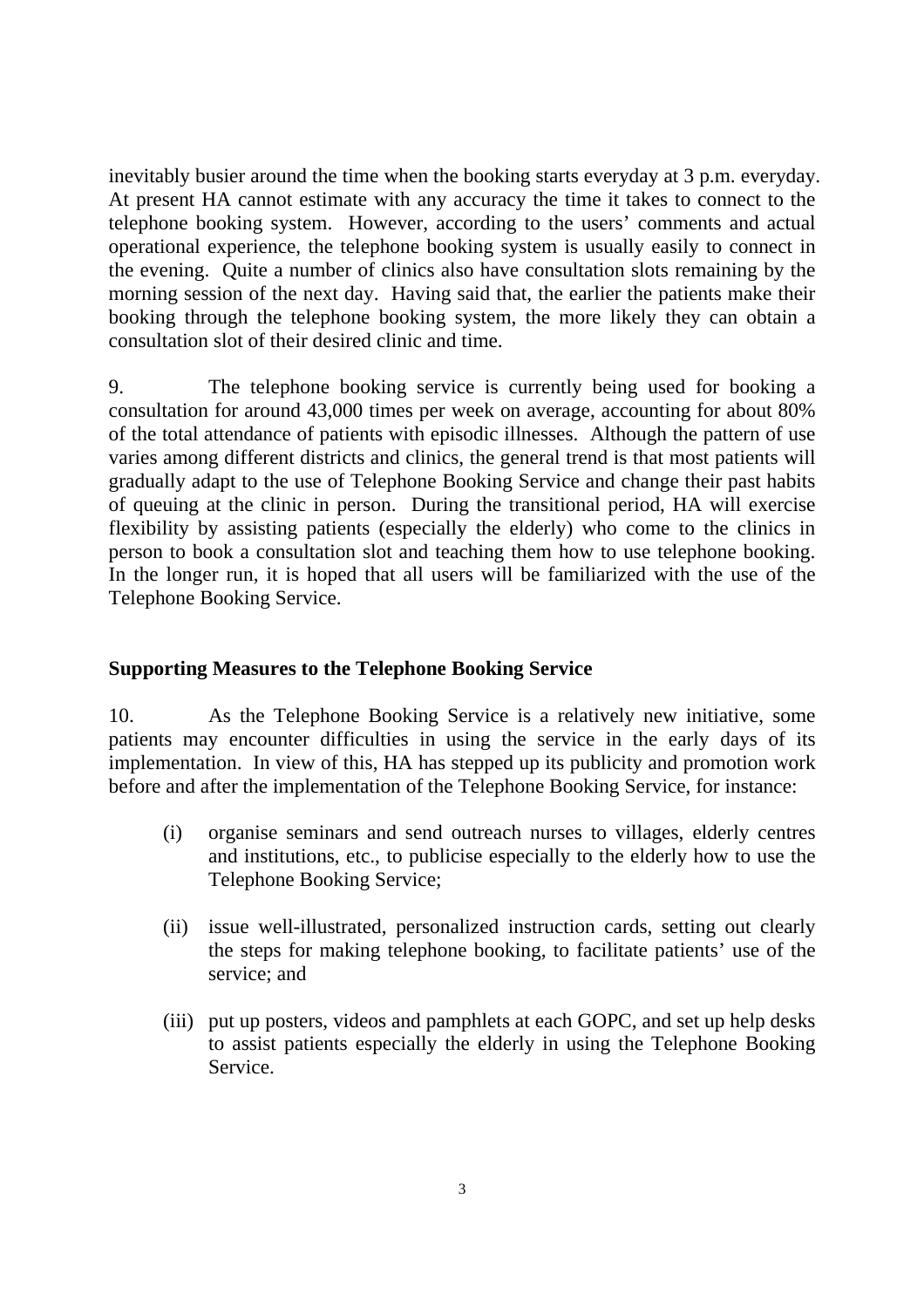inevitably busier around the time when the booking starts everyday at 3 p.m. everyday. At present HA cannot estimate with any accuracy the time it takes to connect to the telephone booking system. However, according to the users' comments and actual operational experience, the telephone booking system is usually easily to connect in the evening. Quite a number of clinics also have consultation slots remaining by the morning session of the next day. Having said that, the earlier the patients make their booking through the telephone booking system, the more likely they can obtain a consultation slot of their desired clinic and time.

9. The telephone booking service is currently being used for booking a consultation for around 43,000 times per week on average, accounting for about 80% of the total attendance of patients with episodic illnesses. Although the pattern of use varies among different districts and clinics, the general trend is that most patients will gradually adapt to the use of Telephone Booking Service and change their past habits of queuing at the clinic in person. During the transitional period, HA will exercise flexibility by assisting patients (especially the elderly) who come to the clinics in person to book a consultation slot and teaching them how to use telephone booking. In the longer run, it is hoped that all users will be familiarized with the use of the Telephone Booking Service.

**Supporting Measures to the Telephone Booking Service**

10. As the Telephone Booking Service is a relatively new initiative, some patients may encounter difficulties in using the service in the early days of its implementation. In view of this, HA has stepped up its publicity and promotion work before and after the implementation of the Telephone Booking Service, for instance:

(i) organise seminars and send outreach nurses to villages, elderly centres and institutions, etc., to publicise especially to the elderly how to use the Telephone Booking Service;

(ii) issue well-illustrated, personalized instruction cards, setting out clearly the steps for making telephone booking, to facilitate patients' use of the service; and

(iii) put up posters, videos and pamphlets at each GOPC, and set up help desks to assist patients especially the elderly in using the Telephone Booking Service.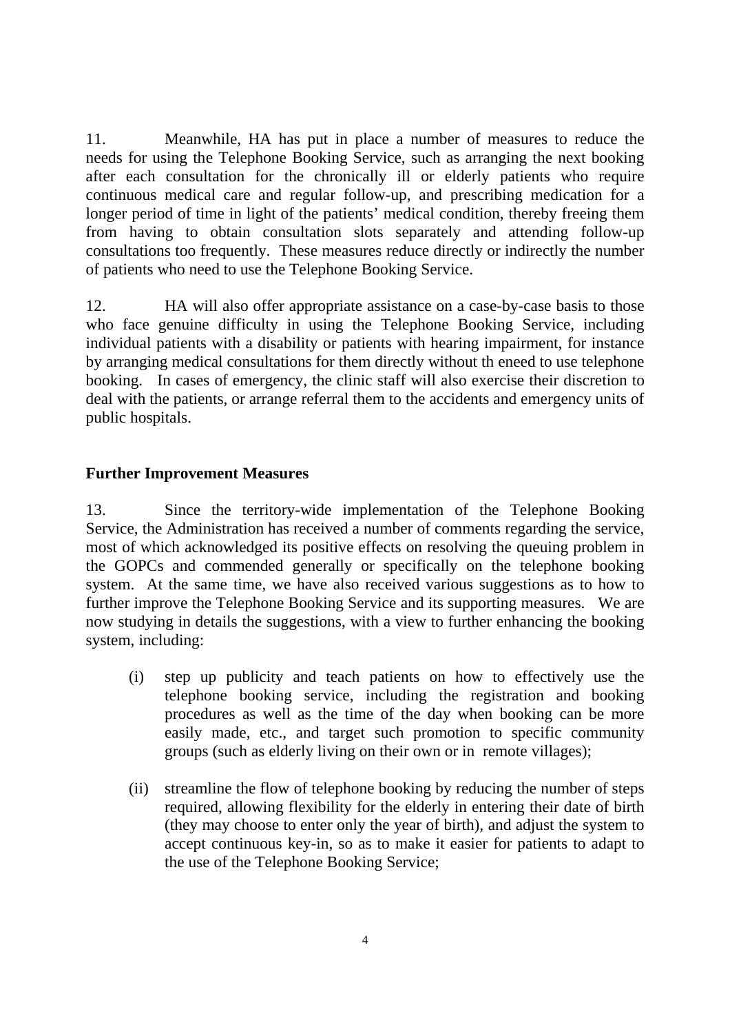11. Meanwhile, HA has put in place a number of measures to reduce the needs for using the Telephone Booking Service, such as arranging the next booking after each consultation for the chronically ill or elderly patients who require continuous medical care and regular follow-up, and prescribing medication for a longer period of time in light of the patients' medical condition, thereby freeing them from having to obtain consultation slots separately and attending follow-up consultations too frequently. These measures reduce directly or indirectly the number of patients who need to use the Telephone Booking Service.

12. HA will also offer appropriate assistance on a case-by-case basis to those who face genuine difficulty in using the Telephone Booking Service, including individual patients with a disability or patients with hearing impairment, for instance by arranging medical consultations for them directly without th eneed to use telephone booking. In cases of emergency, the clinic staff will also exercise their discretion to deal with the patients, or arrange referral them to the accidents and emergency units of public hospitals.

**Further Improvement Measures**

13. Since the territory-wide implementation of the Telephone Booking Service, the Administration has received a number of comments regarding the service, most of which acknowledged its positive effects on resolving the queuing problem in the GOPCs and commended generally or specifically on the telephone booking system. At the same time, we have also received various suggestions as to how to further improve the Telephone Booking Service and its supporting measures. We are now studying in details the suggestions, with a view to further enhancing the booking system, including:

(i) step up publicity and teach patients on how to effectively use the telephone booking service, including the registration and booking procedures as well as the time of the day when booking can be more easily made, etc., and target such promotion to specific community groups (such as elderly living on their own or in remote villages);

(ii) streamline the flow of telephone booking by reducing the number of steps required, allowing flexibility for the elderly in entering their date of birth (they may choose to enter only the year of birth), and adjust the system to accept continuous key-in, so as to make it easier for patients to adapt to the use of the Telephone Booking Service;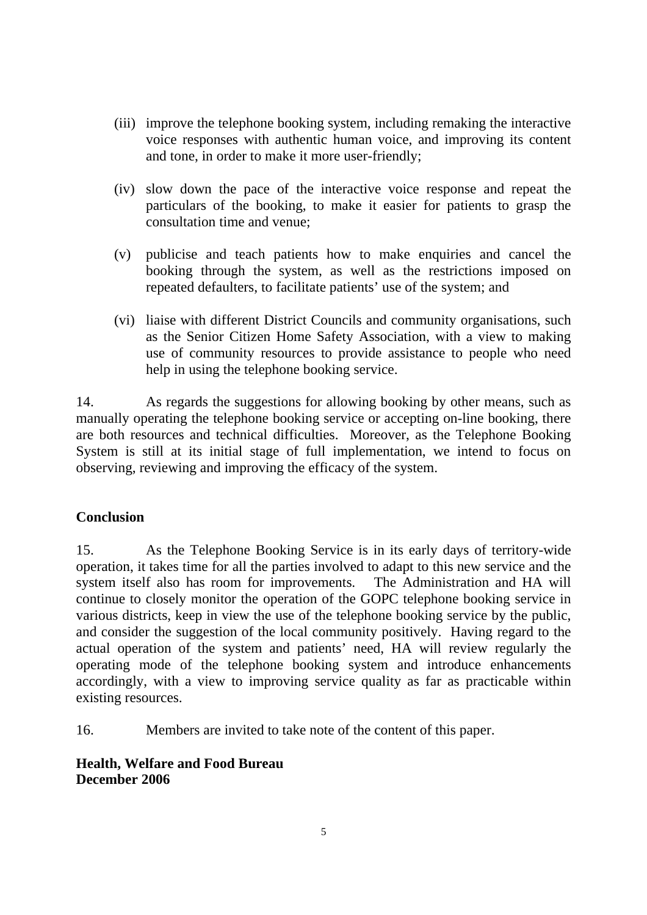(iii) improve the telephone booking system, including remaking the interactive voice responses with authentic human voice, and improving its content and tone, in order to make it more user-friendly;

(iv) slow down the pace of the interactive voice response and repeat the particulars of the booking, to make it easier for patients to grasp the consultation time and venue;

(v) publicise and teach patients how to make enquiries and cancel the booking through the system, as well as the restrictions imposed on repeated defaulters, to facilitate patients' use of the system; and

(vi) liaise with different District Councils and community organisations, such as the Senior Citizen Home Safety Association, with a view to making use of community resources to provide assistance to people who need help in using the telephone booking service.

14. As regards the suggestions for allowing booking by other means, such as manually operating the telephone booking service or accepting on-line booking, there are both resources and technical difficulties. Moreover, as the Telephone Booking System is still at its initial stage of full implementation, we intend to focus on observing, reviewing and improving the efficacy of the system.

**Conclusion**

15. As the Telephone Booking Service is in its early days of territory-wide operation, it takes time for all the parties involved to adapt to this new service and the system itself also has room for improvements. The Administration and HA will continue to closely monitor the operation of the GOPC telephone booking service in various districts, keep in view the use of the telephone booking service by the public, and consider the suggestion of the local community positively. Having regard to the actual operation of the system and patients' need, HA will review regularly the operating mode of the telephone booking system and introduce enhancements accordingly, with a view to improving service quality as far as practicable within existing resources.

16. Members are invited to take note of the content of this paper.

**Health, Welfare and Food Bureau**
**December 2006**